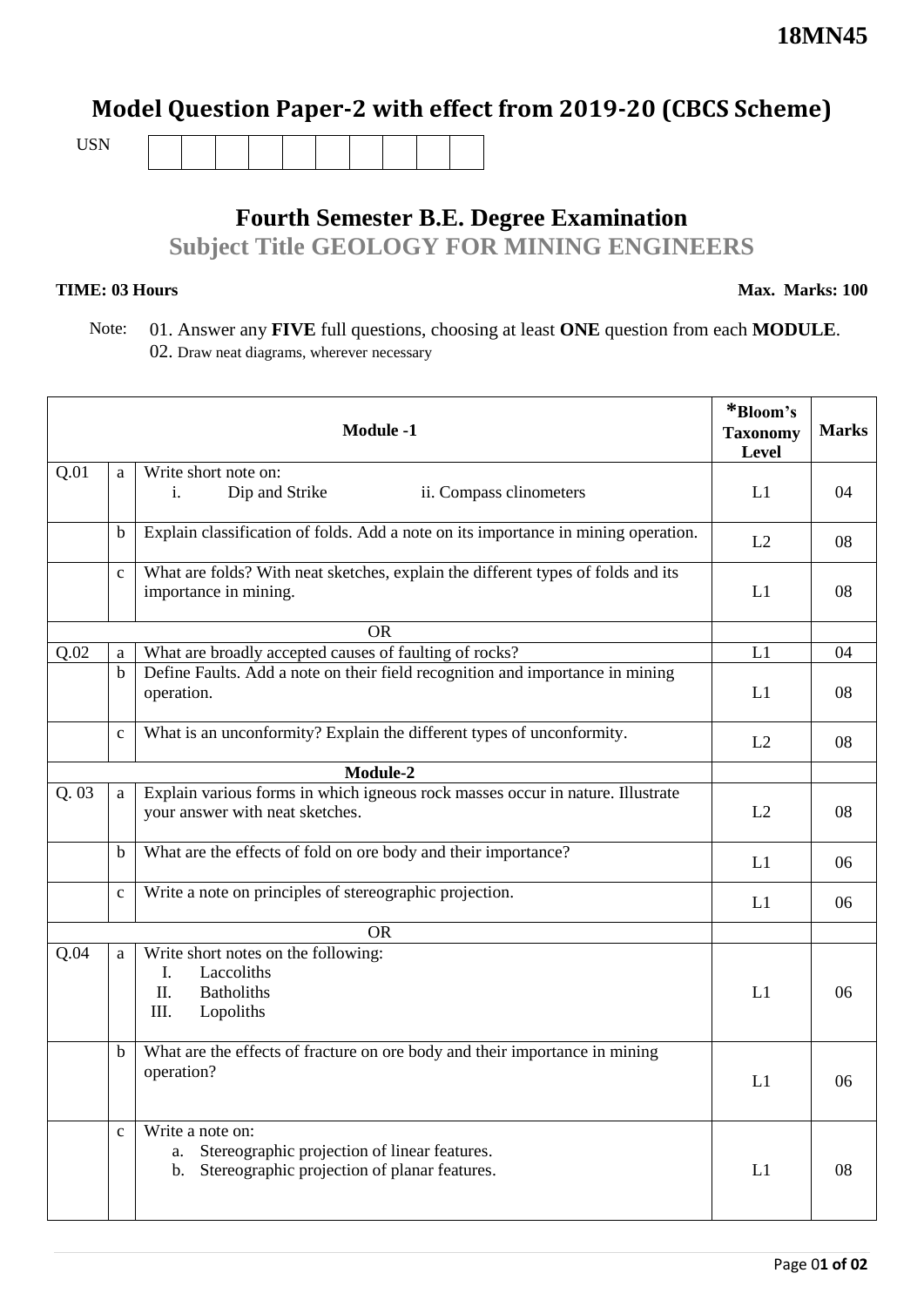**18MN45**

# Model Question Paper-2 with effect from 2019-20 (CBCS Scheme)

USN | | | | | | | | | |

## Fourth Semester B.E. Degree Examination

## Subject Title GEOLOGY FOR MINING ENGINEERS

**TIME: 03 Hours** **Max. Marks: 100**

Note: 01. Answer any **FIVE** full questions, choosing at least **ONE** question from each **MODULE**.
02. Draw neat diagrams, wherever necessary

| | | **Module -1** | ***Bloom's Taxonomy Level** | **Marks** |
|---|---|---|---|---|
| Q.01 | a | Write short note on: i. Dip and Strike ii. Compass clinometers | L1 | 04 |
| | b | Explain classification of folds. Add a note on its importance in mining operation. | L2 | 08 |
| | c | What are folds? With neat sketches, explain the different types of folds and its importance in mining. | L1 | 08 |
| | | OR | | |
| Q.02 | a | What are broadly accepted causes of faulting of rocks? | L1 | 04 |
| | b | Define Faults. Add a note on their field recognition and importance in mining operation. | L1 | 08 |
| | c | What is an unconformity? Explain the different types of unconformity. | L2 | 08 |
| | | **Module-2** | | |
| Q. 03 | a | Explain various forms in which igneous rock masses occur in nature. Illustrate your answer with neat sketches. | L2 | 08 |
| | b | What are the effects of fold on ore body and their importance? | L1 | 06 |
| | c | Write a note on principles of stereographic projection. | L1 | 06 |
| | | OR | | |
| Q.04 | a | Write short notes on the following: I. Laccoliths II. Batholiths III. Lopoliths | L1 | 06 |
| | b | What are the effects of fracture on ore body and their importance in mining operation? | L1 | 06 |
| | c | Write a note on: a. Stereographic projection of linear features. b. Stereographic projection of planar features. | L1 | 08 |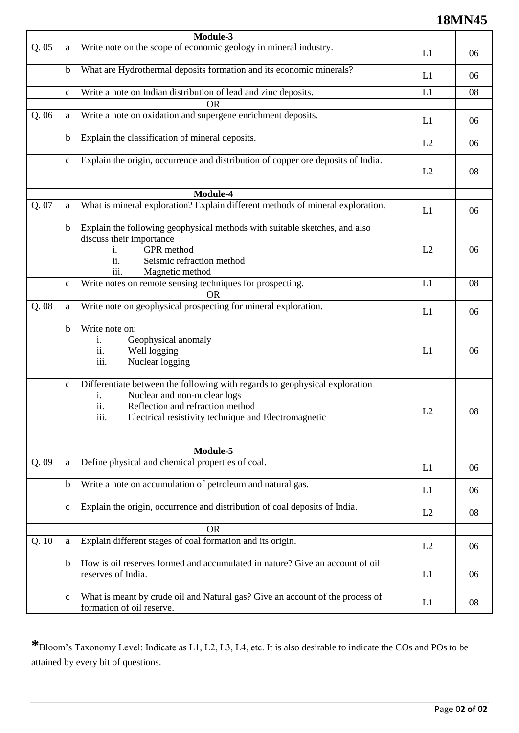| | | | | |
|---|---|---|---|---|
| | | **Module-3** | | |
| Q. 05 | a | Write note on the scope of economic geology in mineral industry. | L1 | 06 |
| | b | What are Hydrothermal deposits formation and its economic minerals? | L1 | 06 |
| | c | Write a note on Indian distribution of lead and zinc deposits. | L1 | 08 |
| | | OR | | |
| Q. 06 | a | Write a note on oxidation and supergene enrichment deposits. | L1 | 06 |
| | b | Explain the classification of mineral deposits. | L2 | 06 |
| | c | Explain the origin, occurrence and distribution of copper ore deposits of India. | L2 | 08 |
| | | **Module-4** | | |
| Q. 07 | a | What is mineral exploration? Explain different methods of mineral exploration. | L1 | 06 |
| | b | Explain the following geophysical methods with suitable sketches, and also discuss their importance<br>i. GPR method<br>ii. Seismic refraction method<br>iii. Magnetic method | L2 | 06 |
| | c | Write notes on remote sensing techniques for prospecting. | L1 | 08 |
| | | OR | | |
| Q. 08 | a | Write note on geophysical prospecting for mineral exploration. | L1 | 06 |
| | b | Write note on:<br>i. Geophysical anomaly<br>ii. Well logging<br>iii. Nuclear logging | L1 | 06 |
| | c | Differentiate between the following with regards to geophysical exploration<br>i. Nuclear and non-nuclear logs<br>ii. Reflection and refraction method<br>iii. Electrical resistivity technique and Electromagnetic | L2 | 08 |
| | | **Module-5** | | |
| Q. 09 | a | Define physical and chemical properties of coal. | L1 | 06 |
| | b | Write a note on accumulation of petroleum and natural gas. | L1 | 06 |
| | c | Explain the origin, occurrence and distribution of coal deposits of India. | L2 | 08 |
| | | OR | | |
| Q. 10 | a | Explain different stages of coal formation and its origin. | L2 | 06 |
| | b | How is oil reserves formed and accumulated in nature? Give an account of oil reserves of India. | L1 | 06 |
| | c | What is meant by crude oil and Natural gas? Give an account of the process of formation of oil reserve. | L1 | 08 |

*Bloom's Taxonomy Level: Indicate as L1, L2, L3, L4, etc. It is also desirable to indicate the COs and POs to be attained by every bit of questions.